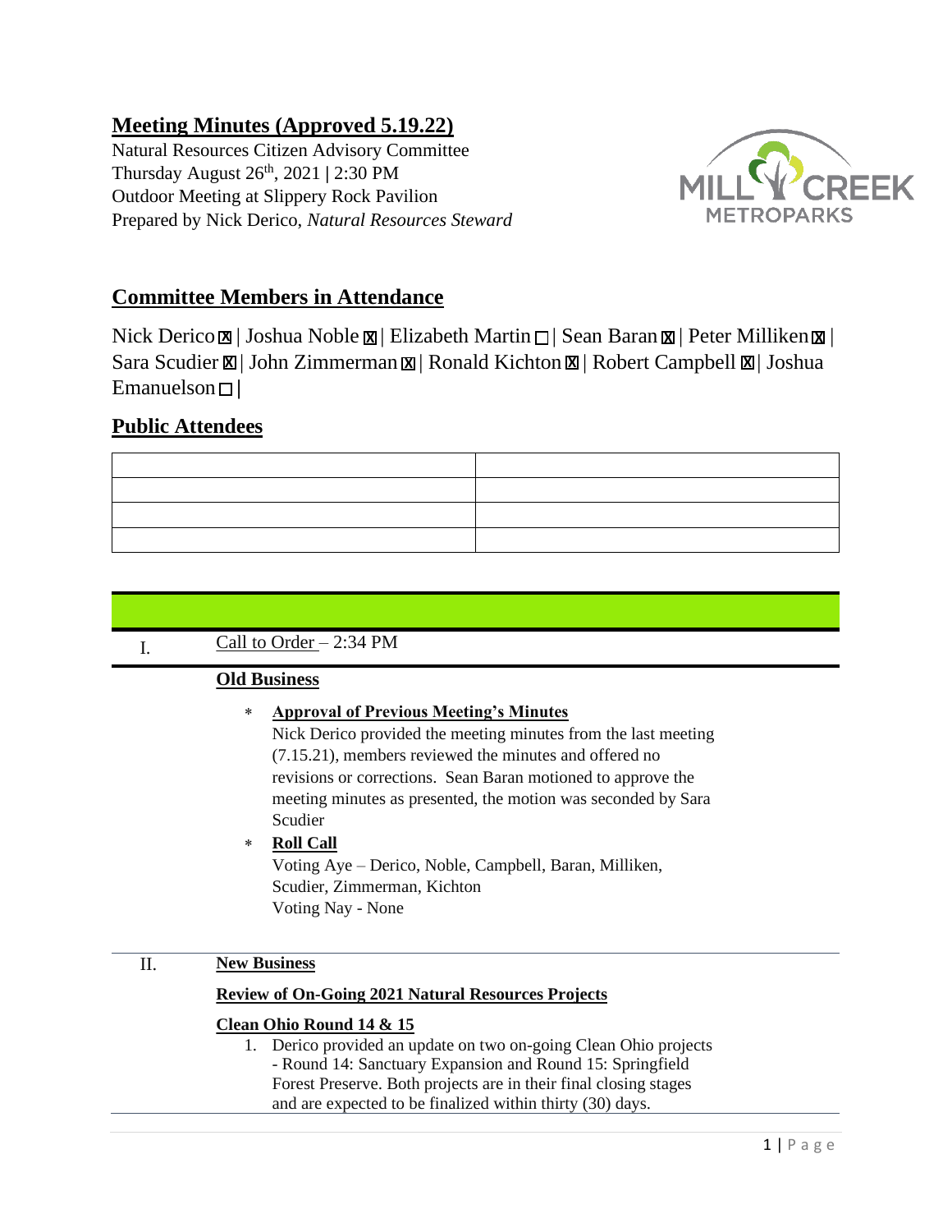# Meeting Minutes (Approved 5.19.22)

Natural Resources Citizen Advisory Committee
Thursday August 26th, 2021 | 2:30 PM
Outdoor Meeting at Slippery Rock Pavilion
Prepared by Nick Derico, *Natural Resources Steward*

## Committee Members in Attendance

Nick Derico ☒ | Joshua Noble ☒ | Elizabeth Martin ☐ | Sean Baran ☒ | Peter Milliken ☒ | Sara Scudier ☒ | John Zimmerman ☒ | Ronald Kichton ☒ | Robert Campbell ☒ | Joshua Emanuelson ☐ |

## Public Attendees

| | |
|---|---|
| | |
| | |
| | |
| | |

I. Call to Order – 2:34 PM

**Old Business**

* **Approval of Previous Meeting's Minutes**
  Nick Derico provided the meeting minutes from the last meeting (7.15.21), members reviewed the minutes and offered no revisions or corrections. Sean Baran motioned to approve the meeting minutes as presented, the motion was seconded by Sara Scudier
* **Roll Call**
  Voting Aye – Derico, Noble, Campbell, Baran, Milliken, Scudier, Zimmerman, Kichton
  Voting Nay - None

II. **New Business**

**Review of On-Going 2021 Natural Resources Projects**

**Clean Ohio Round 14 & 15**

1. Derico provided an update on two on-going Clean Ohio projects - Round 14: Sanctuary Expansion and Round 15: Springfield Forest Preserve. Both projects are in their final closing stages and are expected to be finalized within thirty (30) days.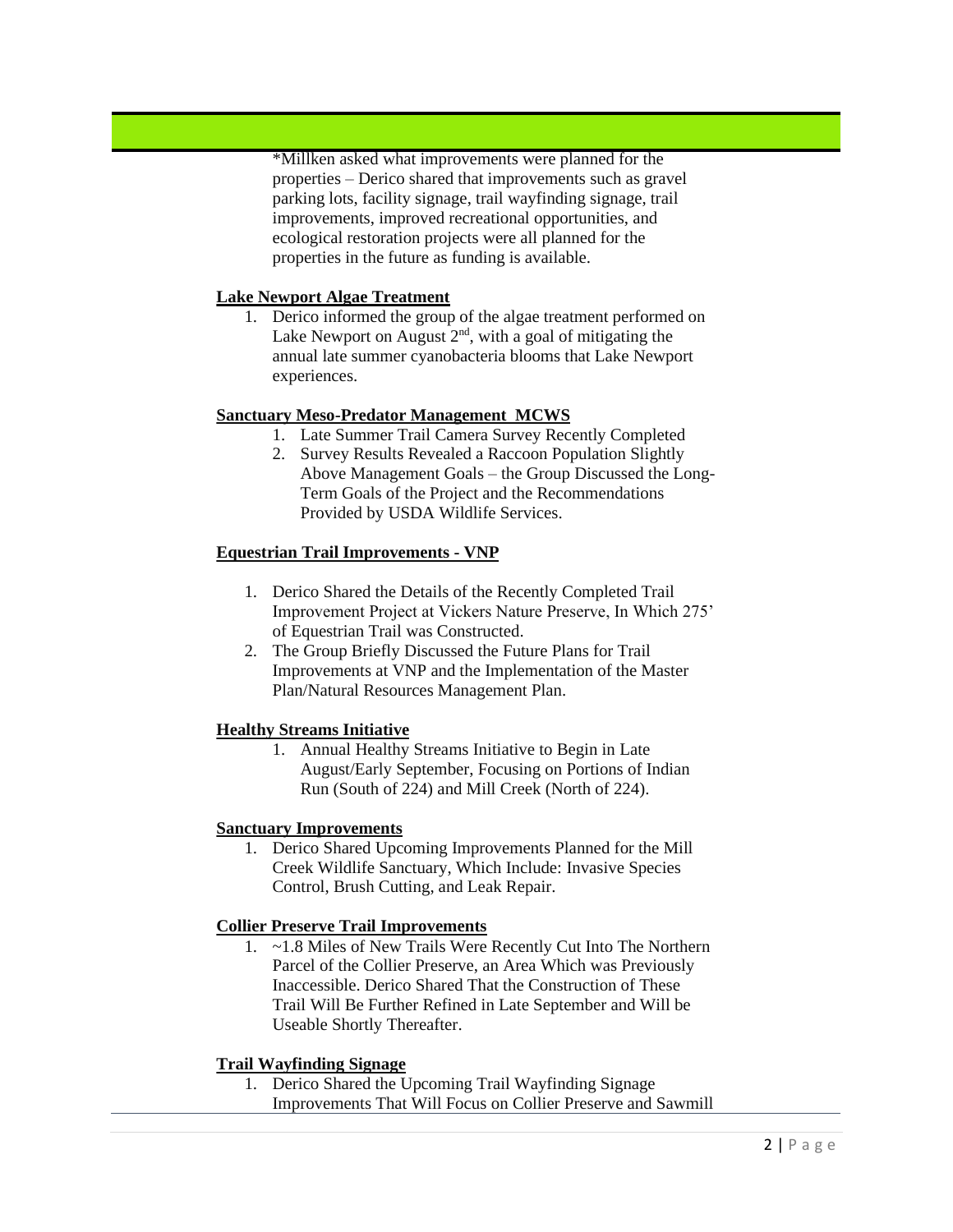*Millken asked what improvements were planned for the properties – Derico shared that improvements such as gravel parking lots, facility signage, trail wayfinding signage, trail improvements, improved recreational opportunities, and ecological restoration projects were all planned for the properties in the future as funding is available.

**Lake Newport Algae Treatment**

1. Derico informed the group of the algae treatment performed on Lake Newport on August 2nd, with a goal of mitigating the annual late summer cyanobacteria blooms that Lake Newport experiences.

**Sanctuary Meso-Predator Management MCWS**

1. Late Summer Trail Camera Survey Recently Completed
2. Survey Results Revealed a Raccoon Population Slightly Above Management Goals – the Group Discussed the Long-Term Goals of the Project and the Recommendations Provided by USDA Wildlife Services.

**Equestrian Trail Improvements - VNP**

1. Derico Shared the Details of the Recently Completed Trail Improvement Project at Vickers Nature Preserve, In Which 275' of Equestrian Trail was Constructed.
2. The Group Briefly Discussed the Future Plans for Trail Improvements at VNP and the Implementation of the Master Plan/Natural Resources Management Plan.

**Healthy Streams Initiative**

1. Annual Healthy Streams Initiative to Begin in Late August/Early September, Focusing on Portions of Indian Run (South of 224) and Mill Creek (North of 224).

**Sanctuary Improvements**

1. Derico Shared Upcoming Improvements Planned for the Mill Creek Wildlife Sanctuary, Which Include: Invasive Species Control, Brush Cutting, and Leak Repair.

**Collier Preserve Trail Improvements**

1. ~1.8 Miles of New Trails Were Recently Cut Into The Northern Parcel of the Collier Preserve, an Area Which was Previously Inaccessible. Derico Shared That the Construction of These Trail Will Be Further Refined in Late September and Will be Useable Shortly Thereafter.

**Trail Wayfinding Signage**

1. Derico Shared the Upcoming Trail Wayfinding Signage Improvements That Will Focus on Collier Preserve and Sawmill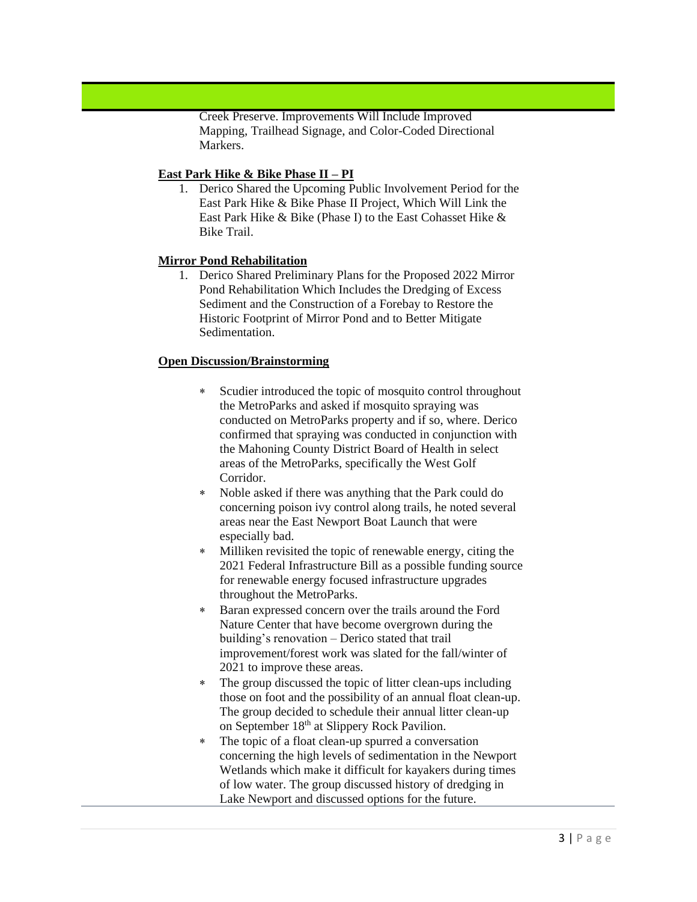Creek Preserve. Improvements Will Include Improved Mapping, Trailhead Signage, and Color-Coded Directional Markers.

**East Park Hike & Bike Phase II – PI**

1. Derico Shared the Upcoming Public Involvement Period for the East Park Hike & Bike Phase II Project, Which Will Link the East Park Hike & Bike (Phase I) to the East Cohasset Hike & Bike Trail.

**Mirror Pond Rehabilitation**

1. Derico Shared Preliminary Plans for the Proposed 2022 Mirror Pond Rehabilitation Which Includes the Dredging of Excess Sediment and the Construction of a Forebay to Restore the Historic Footprint of Mirror Pond and to Better Mitigate Sedimentation.

**Open Discussion/Brainstorming**

- Scudier introduced the topic of mosquito control throughout the MetroParks and asked if mosquito spraying was conducted on MetroParks property and if so, where. Derico confirmed that spraying was conducted in conjunction with the Mahoning County District Board of Health in select areas of the MetroParks, specifically the West Golf Corridor.
- Noble asked if there was anything that the Park could do concerning poison ivy control along trails, he noted several areas near the East Newport Boat Launch that were especially bad.
- Milliken revisited the topic of renewable energy, citing the 2021 Federal Infrastructure Bill as a possible funding source for renewable energy focused infrastructure upgrades throughout the MetroParks.
- Baran expressed concern over the trails around the Ford Nature Center that have become overgrown during the building's renovation – Derico stated that trail improvement/forest work was slated for the fall/winter of 2021 to improve these areas.
- The group discussed the topic of litter clean-ups including those on foot and the possibility of an annual float clean-up. The group decided to schedule their annual litter clean-up on September 18th at Slippery Rock Pavilion.
- The topic of a float clean-up spurred a conversation concerning the high levels of sedimentation in the Newport Wetlands which make it difficult for kayakers during times of low water. The group discussed history of dredging in Lake Newport and discussed options for the future.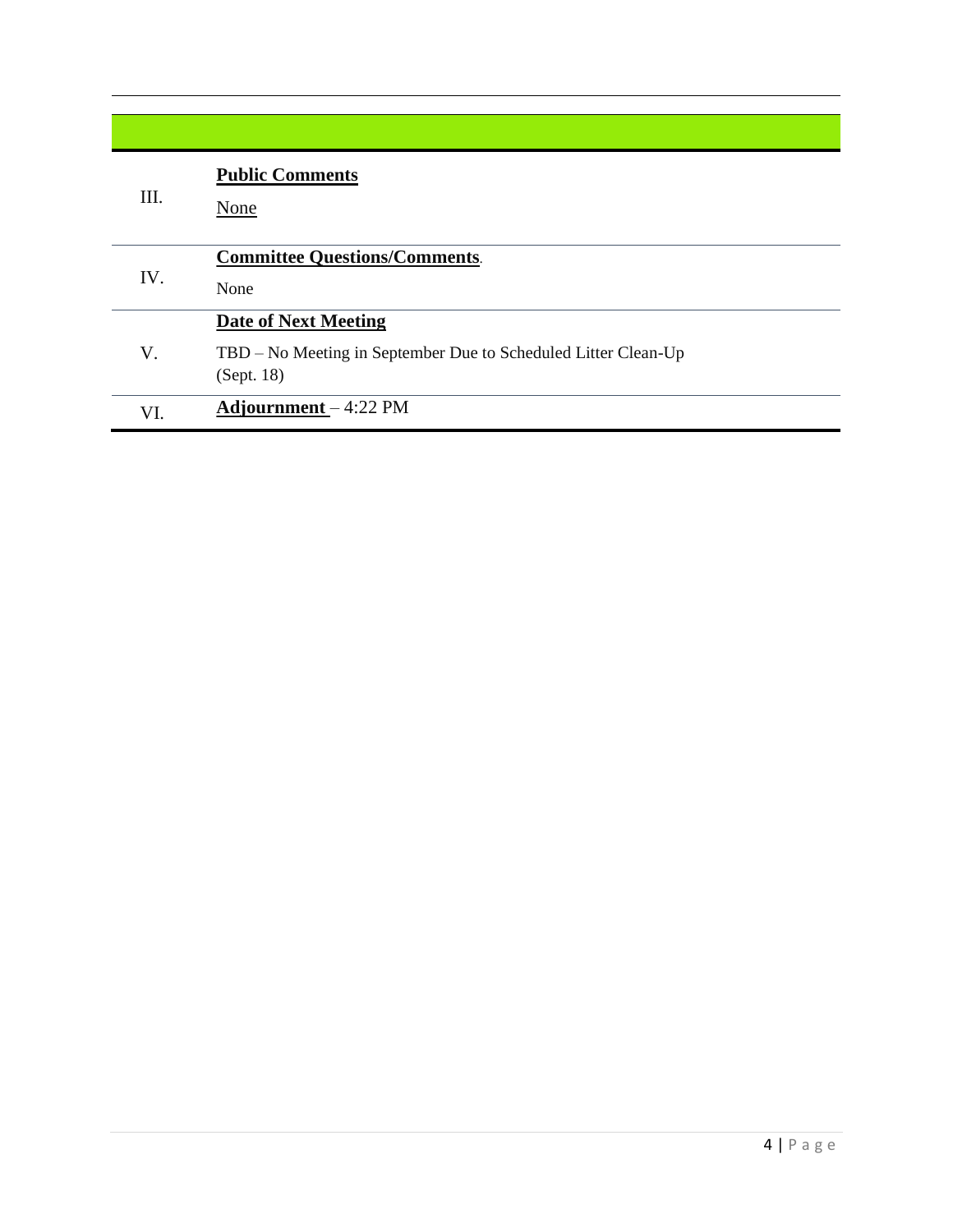| | |
|---|---|
| III. | **Public Comments**<br><br>None |
| IV. | **Committee Questions/Comments**.<br><br>None |
| V. | **Date of Next Meeting**<br><br>TBD – No Meeting in September Due to Scheduled Litter Clean-Up (Sept. 18) |
| VI. | **Adjournment** – 4:22 PM |